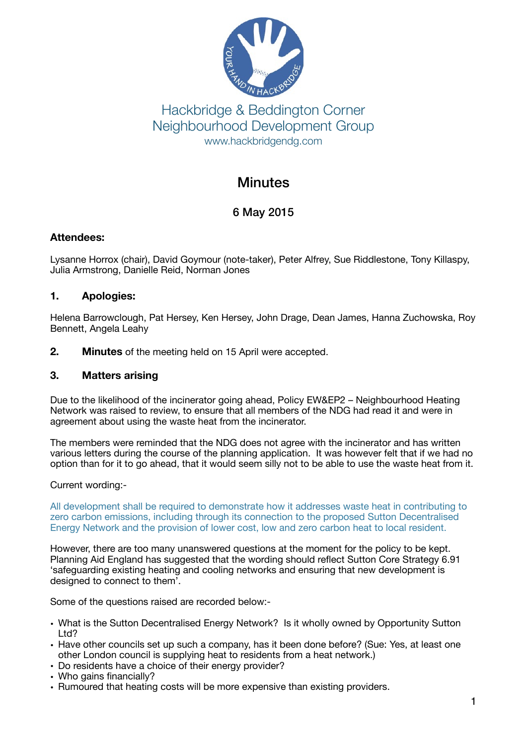Hackbridge & Beddington Corner
Neighbourhood Development Group
www.hackbridgendg.com

# Minutes

## 6 May 2015

**Attendees:**

Lysanne Horrox (chair), David Goymour (note-taker), Peter Alfrey, Sue Riddlestone, Tony Killaspy, Julia Armstrong, Danielle Reid, Norman Jones

### 1. Apologies:

Helena Barrowclough, Pat Hersey, Ken Hersey, John Drage, Dean James, Hanna Zuchowska, Roy Bennett, Angela Leahy

### 2. **Minutes** of the meeting held on 15 April were accepted.

### 3. Matters arising

Due to the likelihood of the incinerator going ahead, Policy EW&EP2 – Neighbourhood Heating Network was raised to review, to ensure that all members of the NDG had read it and were in agreement about using the waste heat from the incinerator.

The members were reminded that the NDG does not agree with the incinerator and has written various letters during the course of the planning application. It was however felt that if we had no option than for it to go ahead, that it would seem silly not to be able to use the waste heat from it.

Current wording:-

All development shall be required to demonstrate how it addresses waste heat in contributing to zero carbon emissions, including through its connection to the proposed Sutton Decentralised Energy Network and the provision of lower cost, low and zero carbon heat to local resident.

However, there are too many unanswered questions at the moment for the policy to be kept. Planning Aid England has suggested that the wording should reflect Sutton Core Strategy 6.91 'safeguarding existing heating and cooling networks and ensuring that new development is designed to connect to them'.

Some of the questions raised are recorded below:-

- What is the Sutton Decentralised Energy Network? Is it wholly owned by Opportunity Sutton Ltd?
- Have other councils set up such a company, has it been done before? (Sue: Yes, at least one other London council is supplying heat to residents from a heat network.)
- Do residents have a choice of their energy provider?
- Who gains financially?
- Rumoured that heating costs will be more expensive than existing providers.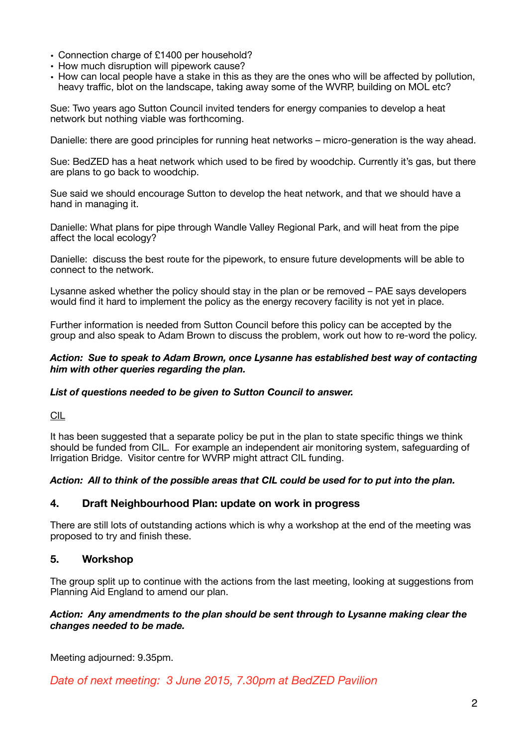- Connection charge of £1400 per household?
- How much disruption will pipework cause?
- How can local people have a stake in this as they are the ones who will be affected by pollution, heavy traffic, blot on the landscape, taking away some of the WVRP, building on MOL etc?

Sue: Two years ago Sutton Council invited tenders for energy companies to develop a heat network but nothing viable was forthcoming.

Danielle: there are good principles for running heat networks – micro-generation is the way ahead.

Sue: BedZED has a heat network which used to be fired by woodchip. Currently it's gas, but there are plans to go back to woodchip.

Sue said we should encourage Sutton to develop the heat network, and that we should have a hand in managing it.

Danielle: What plans for pipe through Wandle Valley Regional Park, and will heat from the pipe affect the local ecology?

Danielle: discuss the best route for the pipework, to ensure future developments will be able to connect to the network.

Lysanne asked whether the policy should stay in the plan or be removed – PAE says developers would find it hard to implement the policy as the energy recovery facility is not yet in place.

Further information is needed from Sutton Council before this policy can be accepted by the group and also speak to Adam Brown to discuss the problem, work out how to re-word the policy.

***Action: Sue to speak to Adam Brown, once Lysanne has established best way of contacting him with other queries regarding the plan.***

***List of questions needed to be given to Sutton Council to answer.***

<u>CIL</u>

It has been suggested that a separate policy be put in the plan to state specific things we think should be funded from CIL. For example an independent air monitoring system, safeguarding of Irrigation Bridge. Visitor centre for WVRP might attract CIL funding.

***Action: All to think of the possible areas that CIL could be used for to put into the plan.***

## 4. Draft Neighbourhood Plan: update on work in progress

There are still lots of outstanding actions which is why a workshop at the end of the meeting was proposed to try and finish these.

## 5. Workshop

The group split up to continue with the actions from the last meeting, looking at suggestions from Planning Aid England to amend our plan.

***Action: Any amendments to the plan should be sent through to Lysanne making clear the changes needed to be made.***

Meeting adjourned: 9.35pm.

*Date of next meeting: 3 June 2015, 7.30pm at BedZED Pavilion*